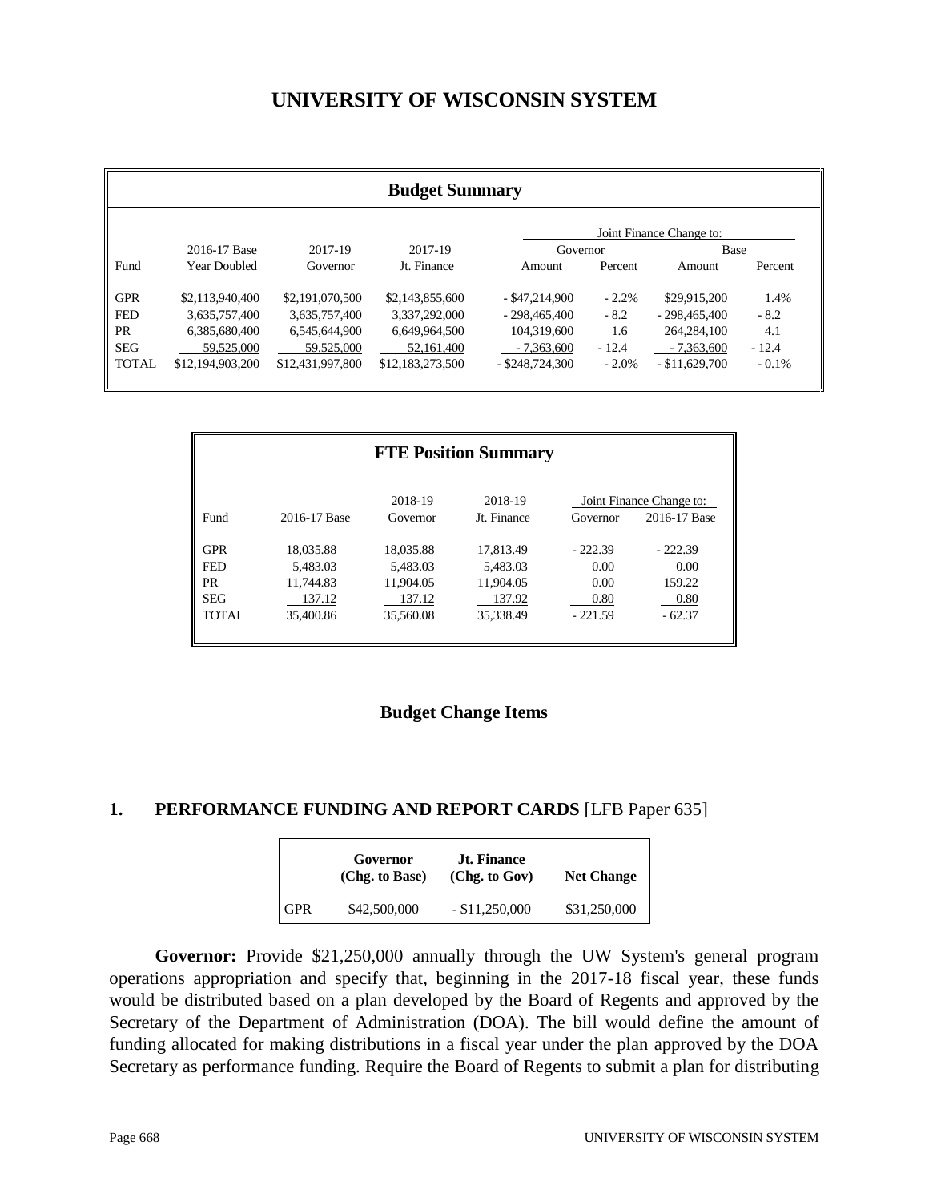# UNIVERSITY OF WISCONSIN SYSTEM

## Budget Summary

| Fund | 2016-17 Base Year Doubled | 2017-19 Governor | 2017-19 Jt. Finance | Joint Finance Change to: Governor Amount | Governor Percent | Base Amount | Base Percent |
|---|---|---|---|---|---|---|---|
| GPR | $2,113,940,400 | $2,191,070,500 | $2,143,855,600 | - $47,214,900 | - 2.2% | $29,915,200 | 1.4% |
| FED | 3,635,757,400 | 3,635,757,400 | 3,337,292,000 | - 298,465,400 | - 8.2 | - 298,465,400 | - 8.2 |
| PR | 6,385,680,400 | 6,545,644,900 | 6,649,964,500 | 104,319,600 | 1.6 | 264,284,100 | 4.1 |
| SEG | 59,525,000 | 59,525,000 | 52,161,400 | - 7,363,600 | - 12.4 | - 7,363,600 | - 12.4 |
| TOTAL | $12,194,903,200 | $12,431,997,800 | $12,183,273,500 | - $248,724,300 | - 2.0% | - $11,629,700 | - 0.1% |

## FTE Position Summary

| Fund | 2016-17 Base | 2018-19 Governor | 2018-19 Jt. Finance | Joint Finance Change to: Governor | 2016-17 Base |
|---|---|---|---|---|---|
| GPR | 18,035.88 | 18,035.88 | 17,813.49 | - 222.39 | - 222.39 |
| FED | 5,483.03 | 5,483.03 | 5,483.03 | 0.00 | 0.00 |
| PR | 11,744.83 | 11,904.05 | 11,904.05 | 0.00 | 159.22 |
| SEG | 137.12 | 137.12 | 137.92 | 0.80 | 0.80 |
| TOTAL | 35,400.86 | 35,560.08 | 35,338.49 | - 221.59 | - 62.37 |

## Budget Change Items

### 1. PERFORMANCE FUNDING AND REPORT CARDS [LFB Paper 635]

| | Governor (Chg. to Base) | Jt. Finance (Chg. to Gov) | Net Change |
|---|---|---|---|
| GPR | $42,500,000 | - $11,250,000 | $31,250,000 |

**Governor:** Provide $21,250,000 annually through the UW System's general program operations appropriation and specify that, beginning in the 2017-18 fiscal year, these funds would be distributed based on a plan developed by the Board of Regents and approved by the Secretary of the Department of Administration (DOA). The bill would define the amount of funding allocated for making distributions in a fiscal year under the plan approved by the DOA Secretary as performance funding. Require the Board of Regents to submit a plan for distributing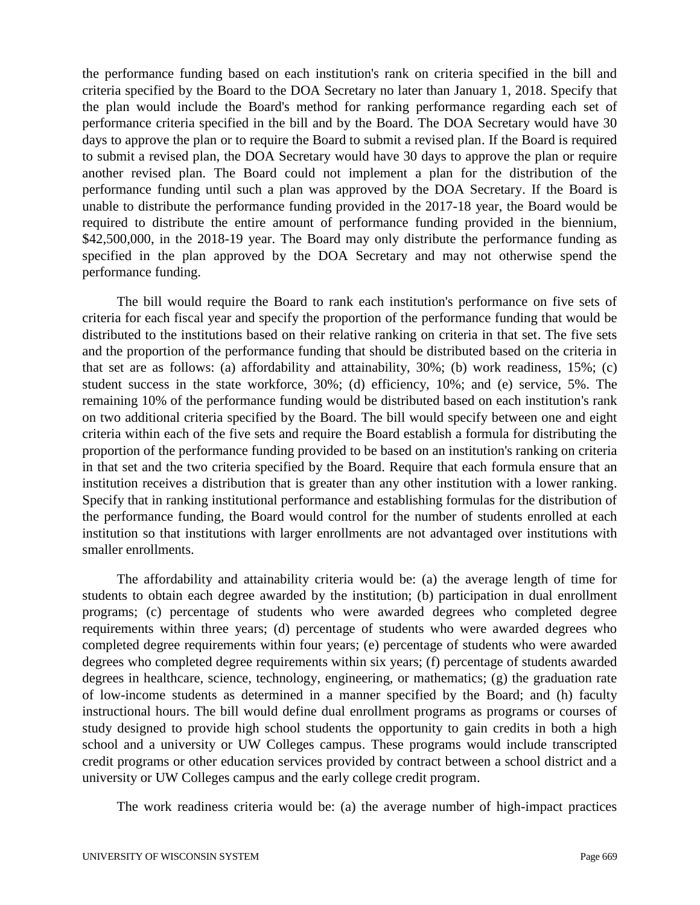the performance funding based on each institution's rank on criteria specified in the bill and criteria specified by the Board to the DOA Secretary no later than January 1, 2018. Specify that the plan would include the Board's method for ranking performance regarding each set of performance criteria specified in the bill and by the Board. The DOA Secretary would have 30 days to approve the plan or to require the Board to submit a revised plan. If the Board is required to submit a revised plan, the DOA Secretary would have 30 days to approve the plan or require another revised plan. The Board could not implement a plan for the distribution of the performance funding until such a plan was approved by the DOA Secretary. If the Board is unable to distribute the performance funding provided in the 2017-18 year, the Board would be required to distribute the entire amount of performance funding provided in the biennium, $42,500,000, in the 2018-19 year. The Board may only distribute the performance funding as specified in the plan approved by the DOA Secretary and may not otherwise spend the performance funding.

The bill would require the Board to rank each institution's performance on five sets of criteria for each fiscal year and specify the proportion of the performance funding that would be distributed to the institutions based on their relative ranking on criteria in that set. The five sets and the proportion of the performance funding that should be distributed based on the criteria in that set are as follows: (a) affordability and attainability, 30%; (b) work readiness, 15%; (c) student success in the state workforce, 30%; (d) efficiency, 10%; and (e) service, 5%. The remaining 10% of the performance funding would be distributed based on each institution's rank on two additional criteria specified by the Board. The bill would specify between one and eight criteria within each of the five sets and require the Board establish a formula for distributing the proportion of the performance funding provided to be based on an institution's ranking on criteria in that set and the two criteria specified by the Board. Require that each formula ensure that an institution receives a distribution that is greater than any other institution with a lower ranking. Specify that in ranking institutional performance and establishing formulas for the distribution of the performance funding, the Board would control for the number of students enrolled at each institution so that institutions with larger enrollments are not advantaged over institutions with smaller enrollments.

The affordability and attainability criteria would be: (a) the average length of time for students to obtain each degree awarded by the institution; (b) participation in dual enrollment programs; (c) percentage of students who were awarded degrees who completed degree requirements within three years; (d) percentage of students who were awarded degrees who completed degree requirements within four years; (e) percentage of students who were awarded degrees who completed degree requirements within six years; (f) percentage of students awarded degrees in healthcare, science, technology, engineering, or mathematics; (g) the graduation rate of low-income students as determined in a manner specified by the Board; and (h) faculty instructional hours. The bill would define dual enrollment programs as programs or courses of study designed to provide high school students the opportunity to gain credits in both a high school and a university or UW Colleges campus. These programs would include transcripted credit programs or other education services provided by contract between a school district and a university or UW Colleges campus and the early college credit program.

The work readiness criteria would be: (a) the average number of high-impact practices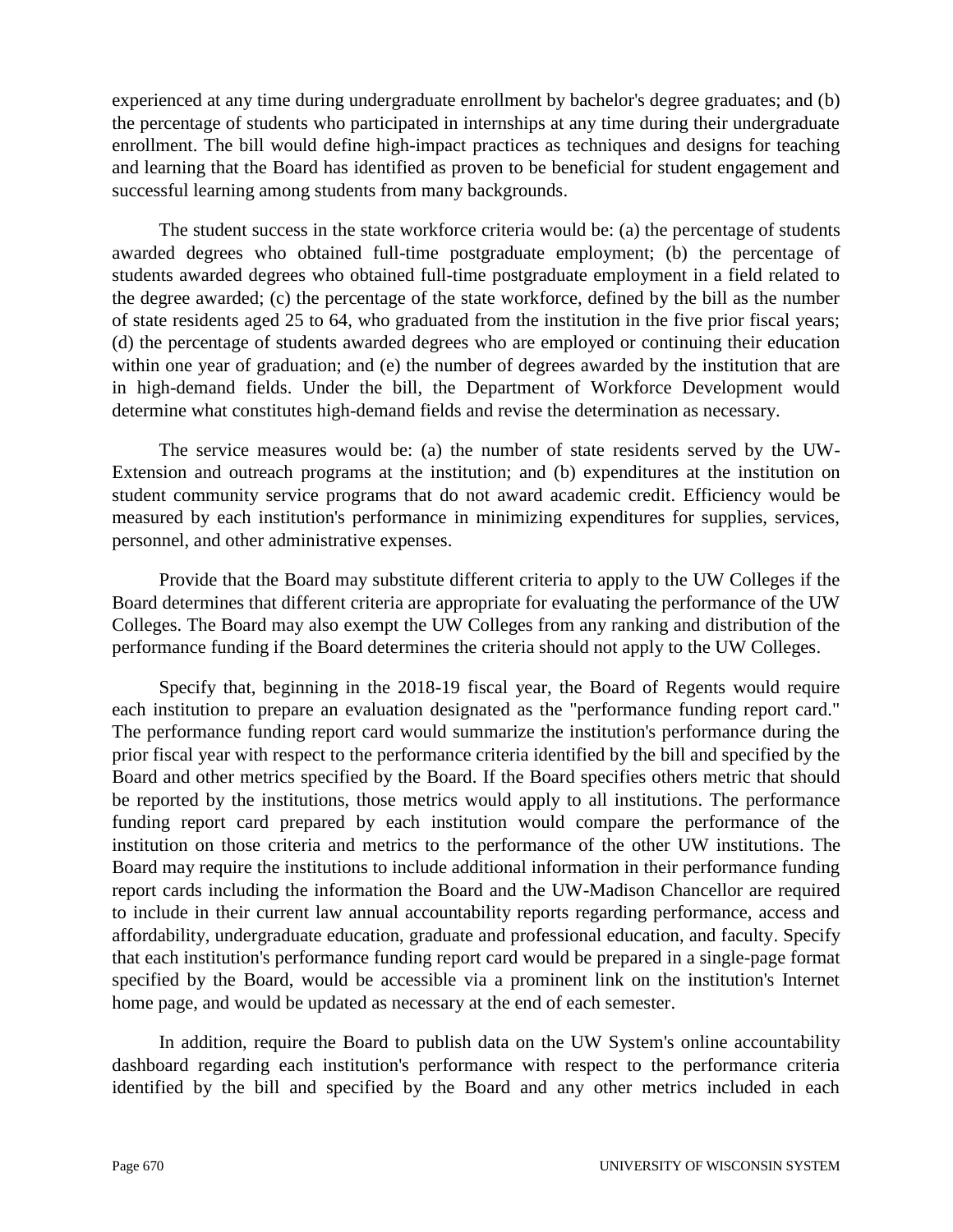experienced at any time during undergraduate enrollment by bachelor's degree graduates; and (b) the percentage of students who participated in internships at any time during their undergraduate enrollment. The bill would define high-impact practices as techniques and designs for teaching and learning that the Board has identified as proven to be beneficial for student engagement and successful learning among students from many backgrounds.

The student success in the state workforce criteria would be: (a) the percentage of students awarded degrees who obtained full-time postgraduate employment; (b) the percentage of students awarded degrees who obtained full-time postgraduate employment in a field related to the degree awarded; (c) the percentage of the state workforce, defined by the bill as the number of state residents aged 25 to 64, who graduated from the institution in the five prior fiscal years; (d) the percentage of students awarded degrees who are employed or continuing their education within one year of graduation; and (e) the number of degrees awarded by the institution that are in high-demand fields. Under the bill, the Department of Workforce Development would determine what constitutes high-demand fields and revise the determination as necessary.

The service measures would be: (a) the number of state residents served by the UW-Extension and outreach programs at the institution; and (b) expenditures at the institution on student community service programs that do not award academic credit. Efficiency would be measured by each institution's performance in minimizing expenditures for supplies, services, personnel, and other administrative expenses.

Provide that the Board may substitute different criteria to apply to the UW Colleges if the Board determines that different criteria are appropriate for evaluating the performance of the UW Colleges. The Board may also exempt the UW Colleges from any ranking and distribution of the performance funding if the Board determines the criteria should not apply to the UW Colleges.

Specify that, beginning in the 2018-19 fiscal year, the Board of Regents would require each institution to prepare an evaluation designated as the "performance funding report card." The performance funding report card would summarize the institution's performance during the prior fiscal year with respect to the performance criteria identified by the bill and specified by the Board and other metrics specified by the Board. If the Board specifies others metric that should be reported by the institutions, those metrics would apply to all institutions. The performance funding report card prepared by each institution would compare the performance of the institution on those criteria and metrics to the performance of the other UW institutions. The Board may require the institutions to include additional information in their performance funding report cards including the information the Board and the UW-Madison Chancellor are required to include in their current law annual accountability reports regarding performance, access and affordability, undergraduate education, graduate and professional education, and faculty. Specify that each institution's performance funding report card would be prepared in a single-page format specified by the Board, would be accessible via a prominent link on the institution's Internet home page, and would be updated as necessary at the end of each semester.

In addition, require the Board to publish data on the UW System's online accountability dashboard regarding each institution's performance with respect to the performance criteria identified by the bill and specified by the Board and any other metrics included in each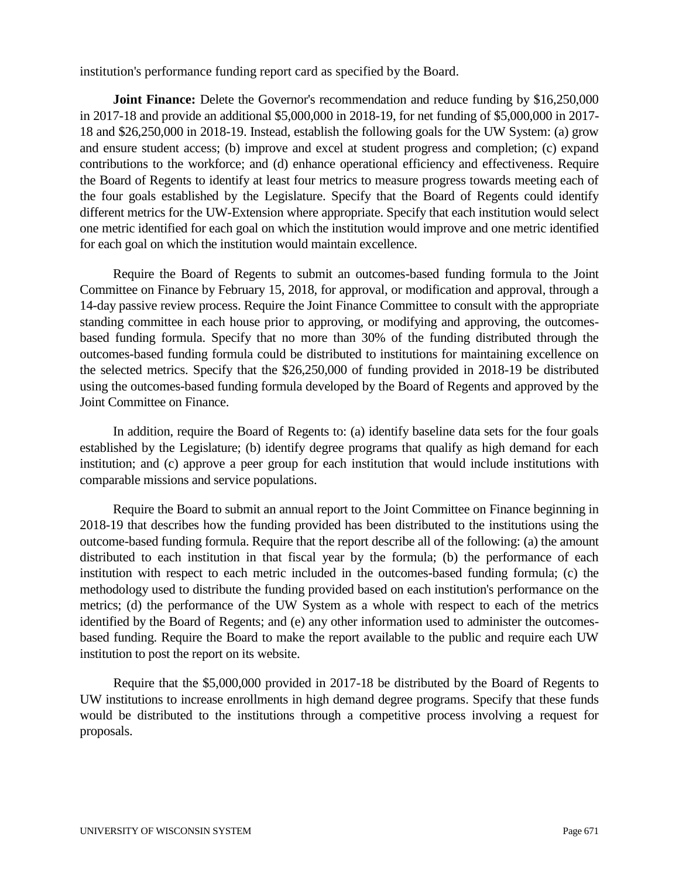institution's performance funding report card as specified by the Board.

**Joint Finance:** Delete the Governor's recommendation and reduce funding by $16,250,000 in 2017-18 and provide an additional $5,000,000 in 2018-19, for net funding of $5,000,000 in 2017-18 and $26,250,000 in 2018-19. Instead, establish the following goals for the UW System: (a) grow and ensure student access; (b) improve and excel at student progress and completion; (c) expand contributions to the workforce; and (d) enhance operational efficiency and effectiveness. Require the Board of Regents to identify at least four metrics to measure progress towards meeting each of the four goals established by the Legislature. Specify that the Board of Regents could identify different metrics for the UW-Extension where appropriate. Specify that each institution would select one metric identified for each goal on which the institution would improve and one metric identified for each goal on which the institution would maintain excellence.

Require the Board of Regents to submit an outcomes-based funding formula to the Joint Committee on Finance by February 15, 2018, for approval, or modification and approval, through a 14-day passive review process. Require the Joint Finance Committee to consult with the appropriate standing committee in each house prior to approving, or modifying and approving, the outcomes-based funding formula. Specify that no more than 30% of the funding distributed through the outcomes-based funding formula could be distributed to institutions for maintaining excellence on the selected metrics. Specify that the $26,250,000 of funding provided in 2018-19 be distributed using the outcomes-based funding formula developed by the Board of Regents and approved by the Joint Committee on Finance.

In addition, require the Board of Regents to: (a) identify baseline data sets for the four goals established by the Legislature; (b) identify degree programs that qualify as high demand for each institution; and (c) approve a peer group for each institution that would include institutions with comparable missions and service populations.

Require the Board to submit an annual report to the Joint Committee on Finance beginning in 2018-19 that describes how the funding provided has been distributed to the institutions using the outcome-based funding formula. Require that the report describe all of the following: (a) the amount distributed to each institution in that fiscal year by the formula; (b) the performance of each institution with respect to each metric included in the outcomes-based funding formula; (c) the methodology used to distribute the funding provided based on each institution's performance on the metrics; (d) the performance of the UW System as a whole with respect to each of the metrics identified by the Board of Regents; and (e) any other information used to administer the outcomes-based funding. Require the Board to make the report available to the public and require each UW institution to post the report on its website.

Require that the $5,000,000 provided in 2017-18 be distributed by the Board of Regents to UW institutions to increase enrollments in high demand degree programs. Specify that these funds would be distributed to the institutions through a competitive process involving a request for proposals.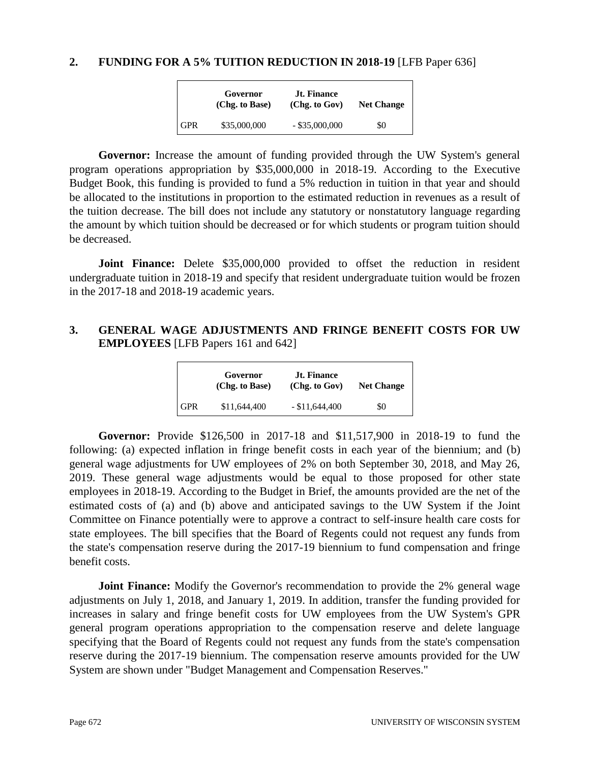## 2. FUNDING FOR A 5% TUITION REDUCTION IN 2018-19 [LFB Paper 636]

| | Governor (Chg. to Base) | Jt. Finance (Chg. to Gov) | Net Change |
|---|---|---|---|
| GPR | $35,000,000 | - $35,000,000 | $0 |

**Governor:** Increase the amount of funding provided through the UW System's general program operations appropriation by $35,000,000 in 2018-19. According to the Executive Budget Book, this funding is provided to fund a 5% reduction in tuition in that year and should be allocated to the institutions in proportion to the estimated reduction in revenues as a result of the tuition decrease. The bill does not include any statutory or nonstatutory language regarding the amount by which tuition should be decreased or for which students or program tuition should be decreased.

**Joint Finance:** Delete $35,000,000 provided to offset the reduction in resident undergraduate tuition in 2018-19 and specify that resident undergraduate tuition would be frozen in the 2017-18 and 2018-19 academic years.

## 3. GENERAL WAGE ADJUSTMENTS AND FRINGE BENEFIT COSTS FOR UW EMPLOYEES [LFB Papers 161 and 642]

| | Governor (Chg. to Base) | Jt. Finance (Chg. to Gov) | Net Change |
|---|---|---|---|
| GPR | $11,644,400 | - $11,644,400 | $0 |

**Governor:** Provide $126,500 in 2017-18 and $11,517,900 in 2018-19 to fund the following: (a) expected inflation in fringe benefit costs in each year of the biennium; and (b) general wage adjustments for UW employees of 2% on both September 30, 2018, and May 26, 2019. These general wage adjustments would be equal to those proposed for other state employees in 2018-19. According to the Budget in Brief, the amounts provided are the net of the estimated costs of (a) and (b) above and anticipated savings to the UW System if the Joint Committee on Finance potentially were to approve a contract to self-insure health care costs for state employees. The bill specifies that the Board of Regents could not request any funds from the state's compensation reserve during the 2017-19 biennium to fund compensation and fringe benefit costs.

**Joint Finance:** Modify the Governor's recommendation to provide the 2% general wage adjustments on July 1, 2018, and January 1, 2019. In addition, transfer the funding provided for increases in salary and fringe benefit costs for UW employees from the UW System's GPR general program operations appropriation to the compensation reserve and delete language specifying that the Board of Regents could not request any funds from the state's compensation reserve during the 2017-19 biennium. The compensation reserve amounts provided for the UW System are shown under "Budget Management and Compensation Reserves."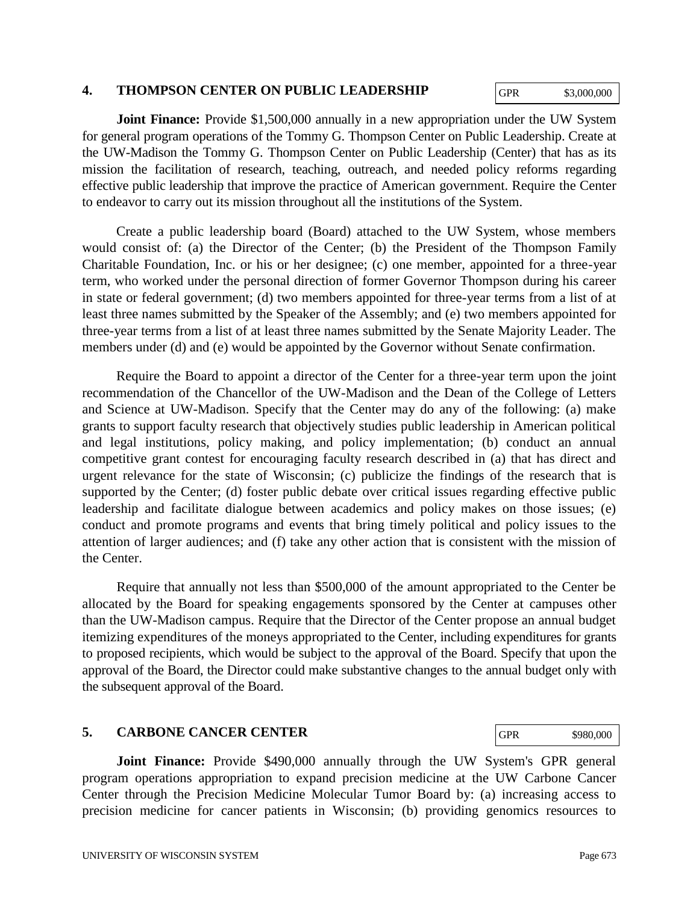## 4. THOMPSON CENTER ON PUBLIC LEADERSHIP

| GPR | $3,000,000 |
|---|---|

**Joint Finance:** Provide $1,500,000 annually in a new appropriation under the UW System for general program operations of the Tommy G. Thompson Center on Public Leadership. Create at the UW-Madison the Tommy G. Thompson Center on Public Leadership (Center) that has as its mission the facilitation of research, teaching, outreach, and needed policy reforms regarding effective public leadership that improve the practice of American government. Require the Center to endeavor to carry out its mission throughout all the institutions of the System.

Create a public leadership board (Board) attached to the UW System, whose members would consist of: (a) the Director of the Center; (b) the President of the Thompson Family Charitable Foundation, Inc. or his or her designee; (c) one member, appointed for a three-year term, who worked under the personal direction of former Governor Thompson during his career in state or federal government; (d) two members appointed for three-year terms from a list of at least three names submitted by the Speaker of the Assembly; and (e) two members appointed for three-year terms from a list of at least three names submitted by the Senate Majority Leader. The members under (d) and (e) would be appointed by the Governor without Senate confirmation.

Require the Board to appoint a director of the Center for a three-year term upon the joint recommendation of the Chancellor of the UW-Madison and the Dean of the College of Letters and Science at UW-Madison. Specify that the Center may do any of the following: (a) make grants to support faculty research that objectively studies public leadership in American political and legal institutions, policy making, and policy implementation; (b) conduct an annual competitive grant contest for encouraging faculty research described in (a) that has direct and urgent relevance for the state of Wisconsin; (c) publicize the findings of the research that is supported by the Center; (d) foster public debate over critical issues regarding effective public leadership and facilitate dialogue between academics and policy makes on those issues; (e) conduct and promote programs and events that bring timely political and policy issues to the attention of larger audiences; and (f) take any other action that is consistent with the mission of the Center.

Require that annually not less than $500,000 of the amount appropriated to the Center be allocated by the Board for speaking engagements sponsored by the Center at campuses other than the UW-Madison campus. Require that the Director of the Center propose an annual budget itemizing expenditures of the moneys appropriated to the Center, including expenditures for grants to proposed recipients, which would be subject to the approval of the Board. Specify that upon the approval of the Board, the Director could make substantive changes to the annual budget only with the subsequent approval of the Board.

## 5. CARBONE CANCER CENTER

| GPR | $980,000 |
|---|---|

**Joint Finance:** Provide $490,000 annually through the UW System's GPR general program operations appropriation to expand precision medicine at the UW Carbone Cancer Center through the Precision Medicine Molecular Tumor Board by: (a) increasing access to precision medicine for cancer patients in Wisconsin; (b) providing genomics resources to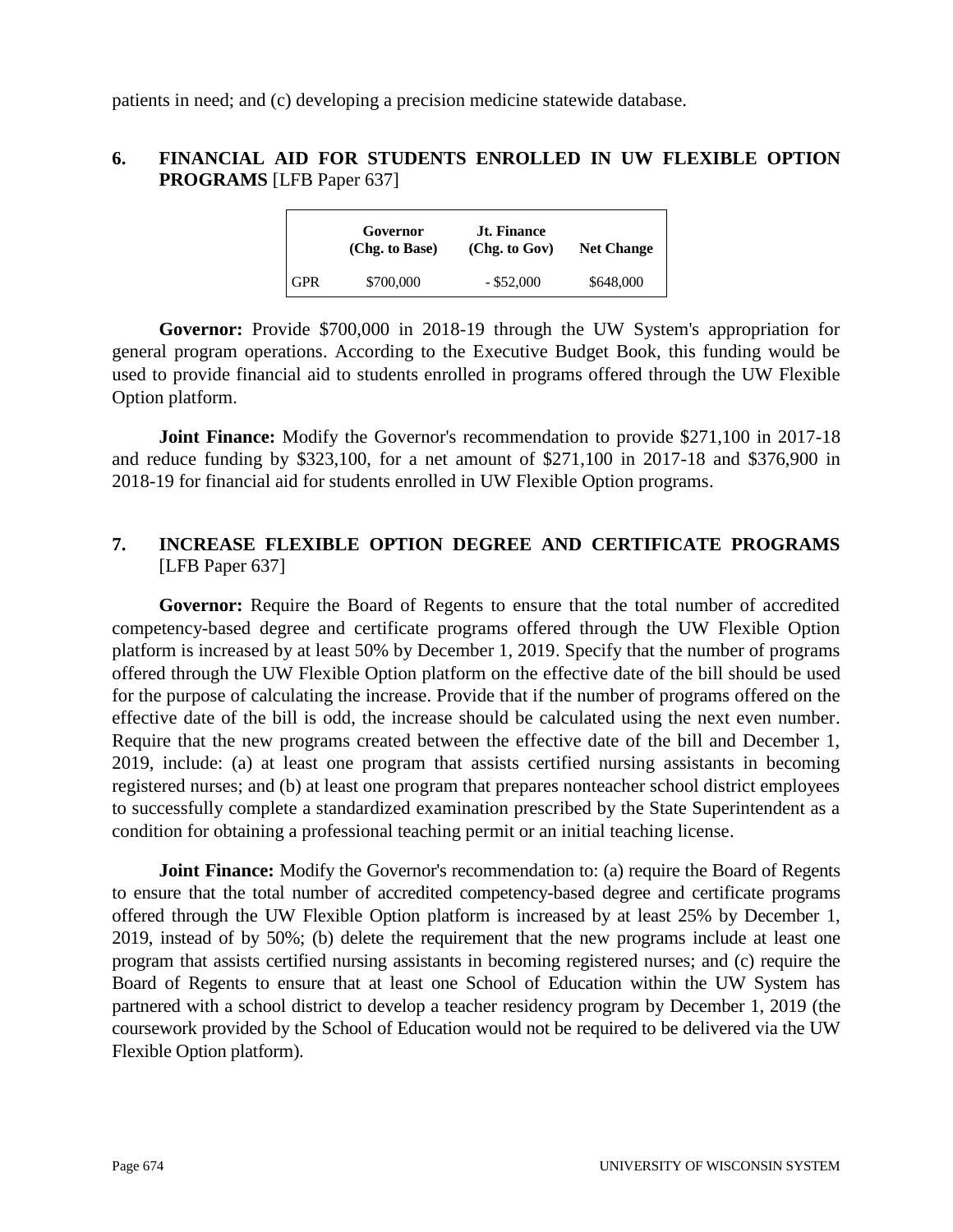patients in need; and (c) developing a precision medicine statewide database.

## 6. FINANCIAL AID FOR STUDENTS ENROLLED IN UW FLEXIBLE OPTION PROGRAMS [LFB Paper 637]

| | Governor (Chg. to Base) | Jt. Finance (Chg. to Gov) | Net Change |
|---|---|---|---|
| GPR | $700,000 | - $52,000 | $648,000 |

**Governor:** Provide $700,000 in 2018-19 through the UW System's appropriation for general program operations. According to the Executive Budget Book, this funding would be used to provide financial aid to students enrolled in programs offered through the UW Flexible Option platform.

**Joint Finance:** Modify the Governor's recommendation to provide $271,100 in 2017-18 and reduce funding by $323,100, for a net amount of $271,100 in 2017-18 and $376,900 in 2018-19 for financial aid for students enrolled in UW Flexible Option programs.

## 7. INCREASE FLEXIBLE OPTION DEGREE AND CERTIFICATE PROGRAMS [LFB Paper 637]

**Governor:** Require the Board of Regents to ensure that the total number of accredited competency-based degree and certificate programs offered through the UW Flexible Option platform is increased by at least 50% by December 1, 2019. Specify that the number of programs offered through the UW Flexible Option platform on the effective date of the bill should be used for the purpose of calculating the increase. Provide that if the number of programs offered on the effective date of the bill is odd, the increase should be calculated using the next even number. Require that the new programs created between the effective date of the bill and December 1, 2019, include: (a) at least one program that assists certified nursing assistants in becoming registered nurses; and (b) at least one program that prepares nonteacher school district employees to successfully complete a standardized examination prescribed by the State Superintendent as a condition for obtaining a professional teaching permit or an initial teaching license.

**Joint Finance:** Modify the Governor's recommendation to: (a) require the Board of Regents to ensure that the total number of accredited competency-based degree and certificate programs offered through the UW Flexible Option platform is increased by at least 25% by December 1, 2019, instead of by 50%; (b) delete the requirement that the new programs include at least one program that assists certified nursing assistants in becoming registered nurses; and (c) require the Board of Regents to ensure that at least one School of Education within the UW System has partnered with a school district to develop a teacher residency program by December 1, 2019 (the coursework provided by the School of Education would not be required to be delivered via the UW Flexible Option platform).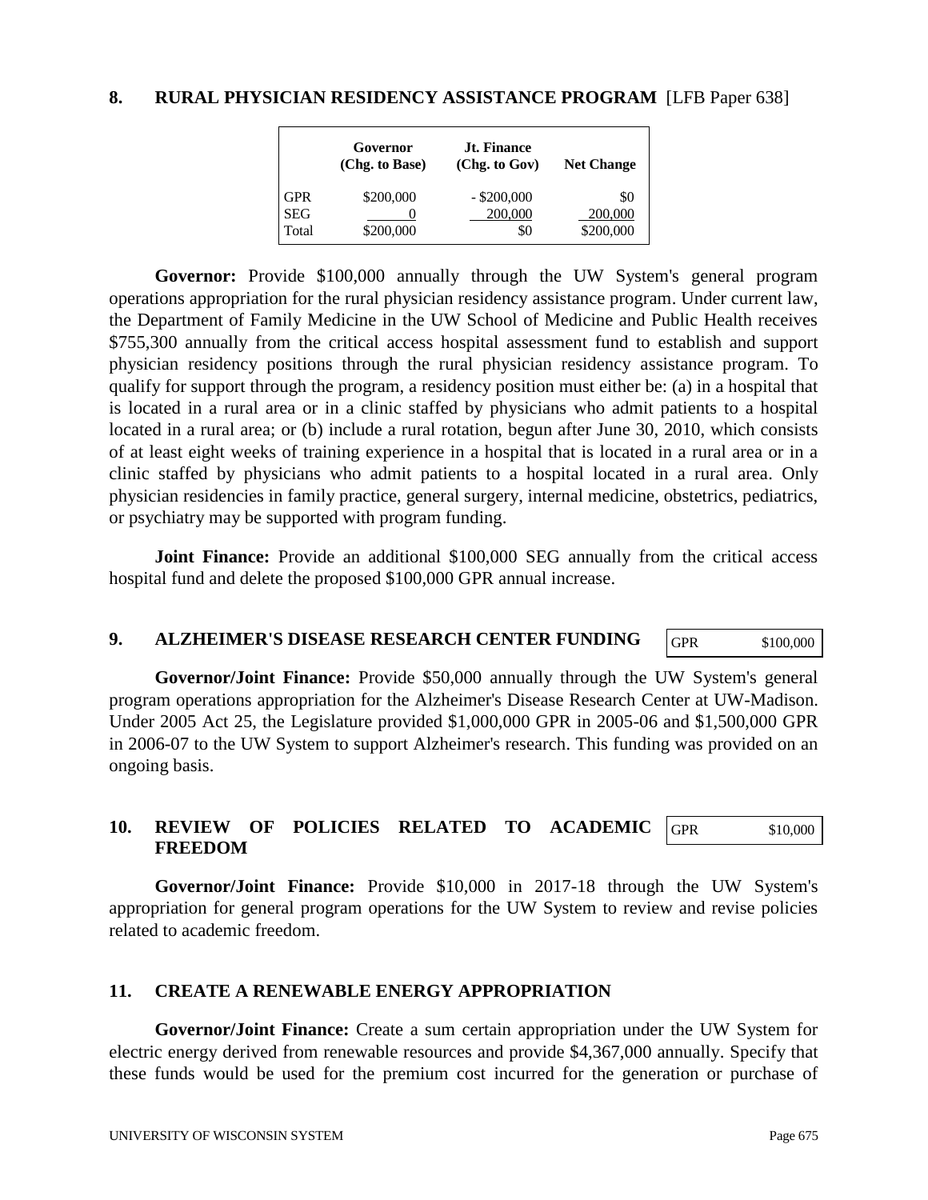## 8. RURAL PHYSICIAN RESIDENCY ASSISTANCE PROGRAM [LFB Paper 638]

| | Governor (Chg. to Base) | Jt. Finance (Chg. to Gov) | Net Change |
|---|---|---|---|
| GPR | $200,000 | - $200,000 | $0 |
| SEG | 0 | 200,000 | 200,000 |
| Total | $200,000 | $0 | $200,000 |

**Governor:** Provide $100,000 annually through the UW System's general program operations appropriation for the rural physician residency assistance program. Under current law, the Department of Family Medicine in the UW School of Medicine and Public Health receives $755,300 annually from the critical access hospital assessment fund to establish and support physician residency positions through the rural physician residency assistance program. To qualify for support through the program, a residency position must either be: (a) in a hospital that is located in a rural area or in a clinic staffed by physicians who admit patients to a hospital located in a rural area; or (b) include a rural rotation, begun after June 30, 2010, which consists of at least eight weeks of training experience in a hospital that is located in a rural area or in a clinic staffed by physicians who admit patients to a hospital located in a rural area. Only physician residencies in family practice, general surgery, internal medicine, obstetrics, pediatrics, or psychiatry may be supported with program funding.

**Joint Finance:** Provide an additional $100,000 SEG annually from the critical access hospital fund and delete the proposed $100,000 GPR annual increase.

## 9. ALZHEIMER'S DISEASE RESEARCH CENTER FUNDING

| GPR | $100,000 |
|---|---|

**Governor/Joint Finance:** Provide $50,000 annually through the UW System's general program operations appropriation for the Alzheimer's Disease Research Center at UW-Madison. Under 2005 Act 25, the Legislature provided $1,000,000 GPR in 2005-06 and $1,500,000 GPR in 2006-07 to the UW System to support Alzheimer's research. This funding was provided on an ongoing basis.

## 10. REVIEW OF POLICIES RELATED TO ACADEMIC FREEDOM

| GPR | $10,000 |
|---|---|

**Governor/Joint Finance:** Provide $10,000 in 2017-18 through the UW System's appropriation for general program operations for the UW System to review and revise policies related to academic freedom.

## 11. CREATE A RENEWABLE ENERGY APPROPRIATION

**Governor/Joint Finance:** Create a sum certain appropriation under the UW System for electric energy derived from renewable resources and provide $4,367,000 annually. Specify that these funds would be used for the premium cost incurred for the generation or purchase of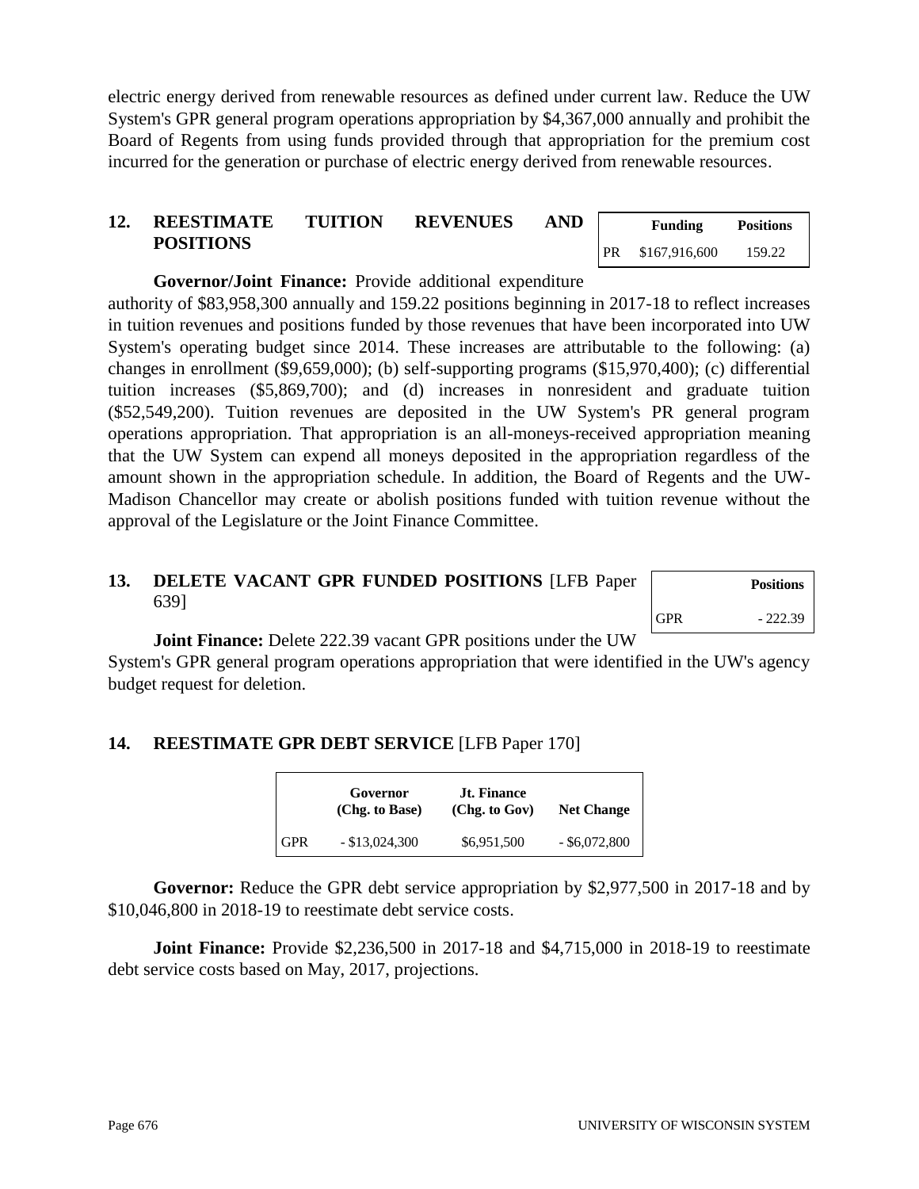electric energy derived from renewable resources as defined under current law. Reduce the UW System's GPR general program operations appropriation by $4,367,000 annually and prohibit the Board of Regents from using funds provided through that appropriation for the premium cost incurred for the generation or purchase of electric energy derived from renewable resources.

## 12. REESTIMATE TUITION REVENUES AND POSITIONS

| | Funding | Positions |
|---|---|---|
| PR | $167,916,600 | 159.22 |

**Governor/Joint Finance:** Provide additional expenditure authority of $83,958,300 annually and 159.22 positions beginning in 2017-18 to reflect increases in tuition revenues and positions funded by those revenues that have been incorporated into UW System's operating budget since 2014. These increases are attributable to the following: (a) changes in enrollment ($9,659,000); (b) self-supporting programs ($15,970,400); (c) differential tuition increases ($5,869,700); and (d) increases in nonresident and graduate tuition ($52,549,200). Tuition revenues are deposited in the UW System's PR general program operations appropriation. That appropriation is an all-moneys-received appropriation meaning that the UW System can expend all moneys deposited in the appropriation regardless of the amount shown in the appropriation schedule. In addition, the Board of Regents and the UW-Madison Chancellor may create or abolish positions funded with tuition revenue without the approval of the Legislature or the Joint Finance Committee.

## 13. DELETE VACANT GPR FUNDED POSITIONS [LFB Paper 639]

| | Positions |
|---|---|
| GPR | - 222.39 |

**Joint Finance:** Delete 222.39 vacant GPR positions under the UW System's GPR general program operations appropriation that were identified in the UW's agency budget request for deletion.

## 14. REESTIMATE GPR DEBT SERVICE [LFB Paper 170]

| | Governor (Chg. to Base) | Jt. Finance (Chg. to Gov) | Net Change |
|---|---|---|---|
| GPR | - $13,024,300 | $6,951,500 | - $6,072,800 |

**Governor:** Reduce the GPR debt service appropriation by $2,977,500 in 2017-18 and by $10,046,800 in 2018-19 to reestimate debt service costs.

**Joint Finance:** Provide $2,236,500 in 2017-18 and $4,715,000 in 2018-19 to reestimate debt service costs based on May, 2017, projections.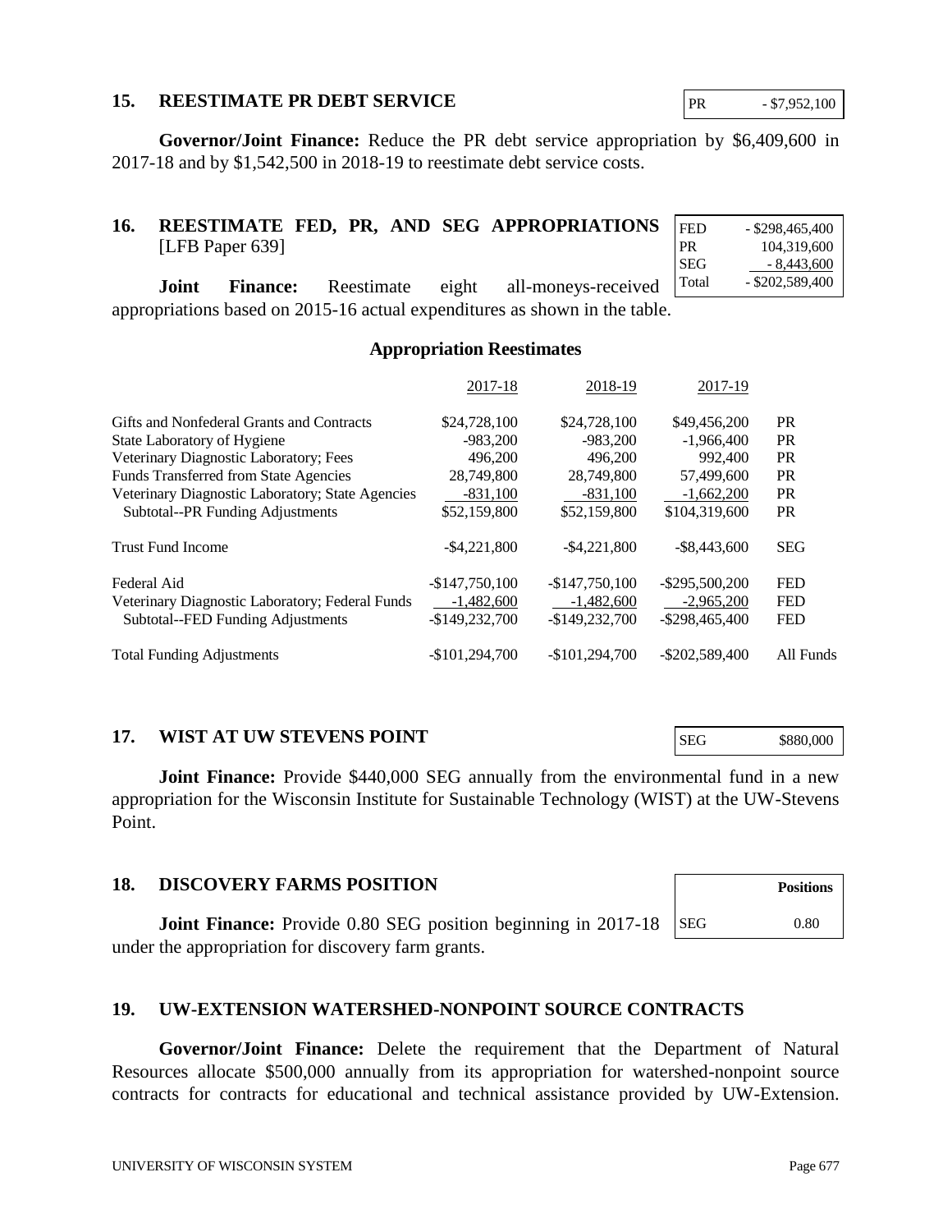## 15. REESTIMATE PR DEBT SERVICE

| PR | - $7,952,100 |
|---|---|

**Governor/Joint Finance:** Reduce the PR debt service appropriation by $6,409,600 in 2017-18 and by $1,542,500 in 2018-19 to reestimate debt service costs.

## 16. REESTIMATE FED, PR, AND SEG APPROPRIATIONS [LFB Paper 639]

| FED | - $298,465,400 |
|---|---|
| PR | 104,319,600 |
| SEG | - 8,443,600 |
| Total | - $202,589,400 |

**Joint Finance:** Reestimate eight all-moneys-received appropriations based on 2015-16 actual expenditures as shown in the table.

**Appropriation Reestimates**

| | 2017-18 | 2018-19 | 2017-19 | |
|---|---|---|---|---|
| Gifts and Nonfederal Grants and Contracts | $24,728,100 | $24,728,100 | $49,456,200 | PR |
| State Laboratory of Hygiene | -983,200 | -983,200 | -1,966,400 | PR |
| Veterinary Diagnostic Laboratory; Fees | 496,200 | 496,200 | 992,400 | PR |
| Funds Transferred from State Agencies | 28,749,800 | 28,749,800 | 57,499,600 | PR |
| Veterinary Diagnostic Laboratory; State Agencies | -831,100 | -831,100 | -1,662,200 | PR |
| Subtotal--PR Funding Adjustments | $52,159,800 | $52,159,800 | $104,319,600 | PR |
| Trust Fund Income | -$4,221,800 | -$4,221,800 | -$8,443,600 | SEG |
| Federal Aid | -$147,750,100 | -$147,750,100 | -$295,500,200 | FED |
| Veterinary Diagnostic Laboratory; Federal Funds | -1,482,600 | -1,482,600 | -2,965,200 | FED |
| Subtotal--FED Funding Adjustments | -$149,232,700 | -$149,232,700 | -$298,465,400 | FED |
| Total Funding Adjustments | -$101,294,700 | -$101,294,700 | -$202,589,400 | All Funds |

## 17. WIST AT UW STEVENS POINT

| SEG | $880,000 |
|---|---|

**Joint Finance:** Provide $440,000 SEG annually from the environmental fund in a new appropriation for the Wisconsin Institute for Sustainable Technology (WIST) at the UW-Stevens Point.

## 18. DISCOVERY FARMS POSITION

| | **Positions** |
|---|---|
| SEG | 0.80 |

**Joint Finance:** Provide 0.80 SEG position beginning in 2017-18 under the appropriation for discovery farm grants.

## 19. UW-EXTENSION WATERSHED-NONPOINT SOURCE CONTRACTS

**Governor/Joint Finance:** Delete the requirement that the Department of Natural Resources allocate $500,000 annually from its appropriation for watershed-nonpoint source contracts for contracts for educational and technical assistance provided by UW-Extension.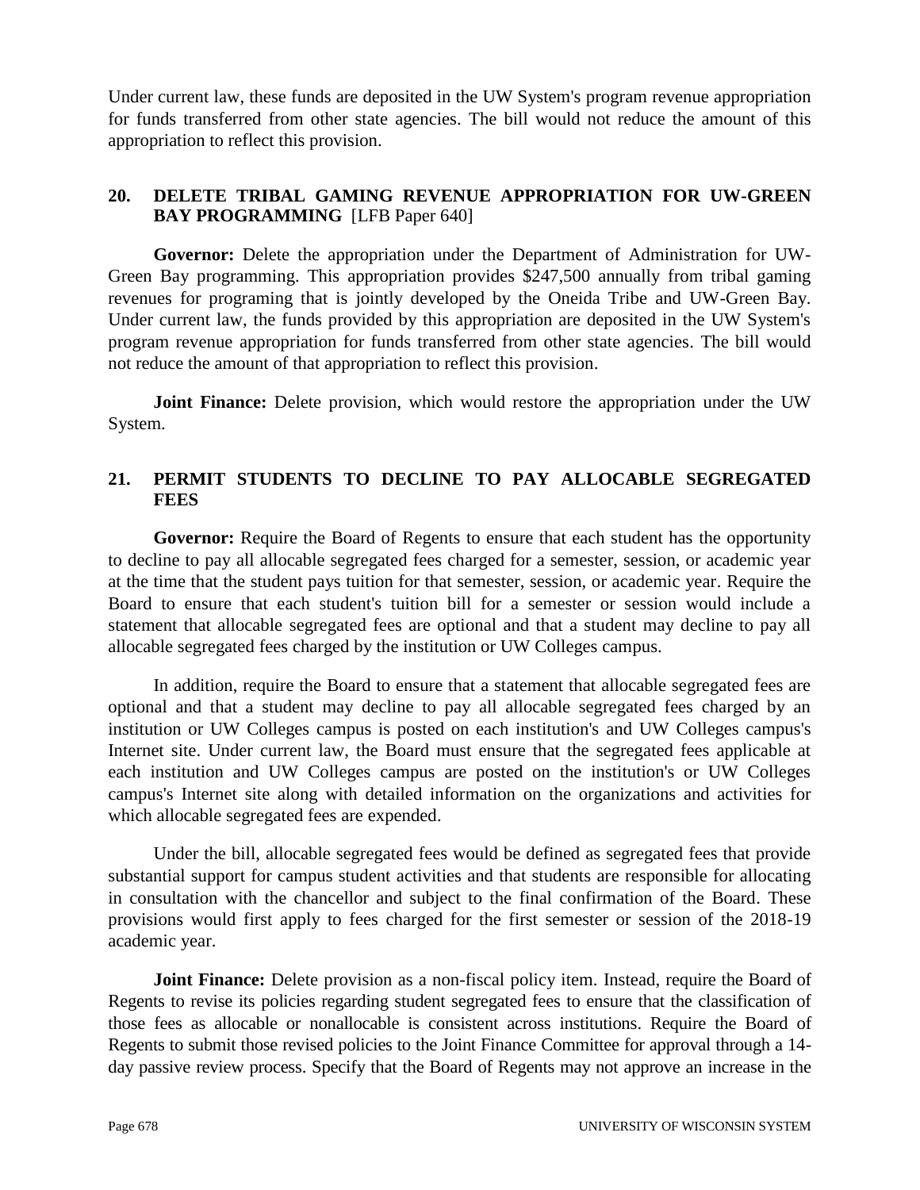Under current law, these funds are deposited in the UW System's program revenue appropriation for funds transferred from other state agencies. The bill would not reduce the amount of this appropriation to reflect this provision.

## 20. DELETE TRIBAL GAMING REVENUE APPROPRIATION FOR UW-GREEN BAY PROGRAMMING [LFB Paper 640]

**Governor:** Delete the appropriation under the Department of Administration for UW-Green Bay programming. This appropriation provides $247,500 annually from tribal gaming revenues for programing that is jointly developed by the Oneida Tribe and UW-Green Bay. Under current law, the funds provided by this appropriation are deposited in the UW System's program revenue appropriation for funds transferred from other state agencies. The bill would not reduce the amount of that appropriation to reflect this provision.

**Joint Finance:** Delete provision, which would restore the appropriation under the UW System.

## 21. PERMIT STUDENTS TO DECLINE TO PAY ALLOCABLE SEGREGATED FEES

**Governor:** Require the Board of Regents to ensure that each student has the opportunity to decline to pay all allocable segregated fees charged for a semester, session, or academic year at the time that the student pays tuition for that semester, session, or academic year. Require the Board to ensure that each student's tuition bill for a semester or session would include a statement that allocable segregated fees are optional and that a student may decline to pay all allocable segregated fees charged by the institution or UW Colleges campus.

In addition, require the Board to ensure that a statement that allocable segregated fees are optional and that a student may decline to pay all allocable segregated fees charged by an institution or UW Colleges campus is posted on each institution's and UW Colleges campus's Internet site. Under current law, the Board must ensure that the segregated fees applicable at each institution and UW Colleges campus are posted on the institution's or UW Colleges campus's Internet site along with detailed information on the organizations and activities for which allocable segregated fees are expended.

Under the bill, allocable segregated fees would be defined as segregated fees that provide substantial support for campus student activities and that students are responsible for allocating in consultation with the chancellor and subject to the final confirmation of the Board. These provisions would first apply to fees charged for the first semester or session of the 2018-19 academic year.

**Joint Finance:** Delete provision as a non-fiscal policy item. Instead, require the Board of Regents to revise its policies regarding student segregated fees to ensure that the classification of those fees as allocable or nonallocable is consistent across institutions. Require the Board of Regents to submit those revised policies to the Joint Finance Committee for approval through a 14-day passive review process. Specify that the Board of Regents may not approve an increase in the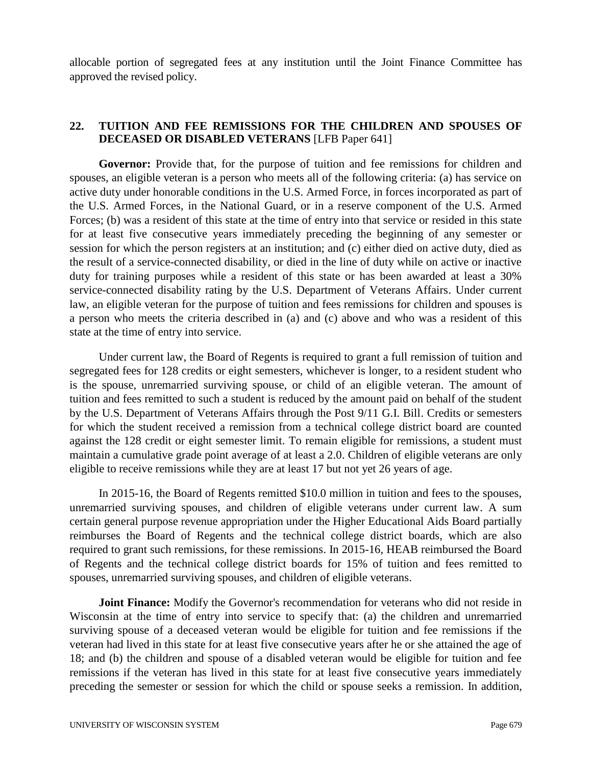allocable portion of segregated fees at any institution until the Joint Finance Committee has approved the revised policy.

## 22. TUITION AND FEE REMISSIONS FOR THE CHILDREN AND SPOUSES OF DECEASED OR DISABLED VETERANS [LFB Paper 641]

**Governor:** Provide that, for the purpose of tuition and fee remissions for children and spouses, an eligible veteran is a person who meets all of the following criteria: (a) has service on active duty under honorable conditions in the U.S. Armed Force, in forces incorporated as part of the U.S. Armed Forces, in the National Guard, or in a reserve component of the U.S. Armed Forces; (b) was a resident of this state at the time of entry into that service or resided in this state for at least five consecutive years immediately preceding the beginning of any semester or session for which the person registers at an institution; and (c) either died on active duty, died as the result of a service-connected disability, or died in the line of duty while on active or inactive duty for training purposes while a resident of this state or has been awarded at least a 30% service-connected disability rating by the U.S. Department of Veterans Affairs. Under current law, an eligible veteran for the purpose of tuition and fees remissions for children and spouses is a person who meets the criteria described in (a) and (c) above and who was a resident of this state at the time of entry into service.

Under current law, the Board of Regents is required to grant a full remission of tuition and segregated fees for 128 credits or eight semesters, whichever is longer, to a resident student who is the spouse, unremarried surviving spouse, or child of an eligible veteran. The amount of tuition and fees remitted to such a student is reduced by the amount paid on behalf of the student by the U.S. Department of Veterans Affairs through the Post 9/11 G.I. Bill. Credits or semesters for which the student received a remission from a technical college district board are counted against the 128 credit or eight semester limit. To remain eligible for remissions, a student must maintain a cumulative grade point average of at least a 2.0. Children of eligible veterans are only eligible to receive remissions while they are at least 17 but not yet 26 years of age.

In 2015-16, the Board of Regents remitted $10.0 million in tuition and fees to the spouses, unremarried surviving spouses, and children of eligible veterans under current law. A sum certain general purpose revenue appropriation under the Higher Educational Aids Board partially reimburses the Board of Regents and the technical college district boards, which are also required to grant such remissions, for these remissions. In 2015-16, HEAB reimbursed the Board of Regents and the technical college district boards for 15% of tuition and fees remitted to spouses, unremarried surviving spouses, and children of eligible veterans.

**Joint Finance:** Modify the Governor's recommendation for veterans who did not reside in Wisconsin at the time of entry into service to specify that: (a) the children and unremarried surviving spouse of a deceased veteran would be eligible for tuition and fee remissions if the veteran had lived in this state for at least five consecutive years after he or she attained the age of 18; and (b) the children and spouse of a disabled veteran would be eligible for tuition and fee remissions if the veteran has lived in this state for at least five consecutive years immediately preceding the semester or session for which the child or spouse seeks a remission. In addition,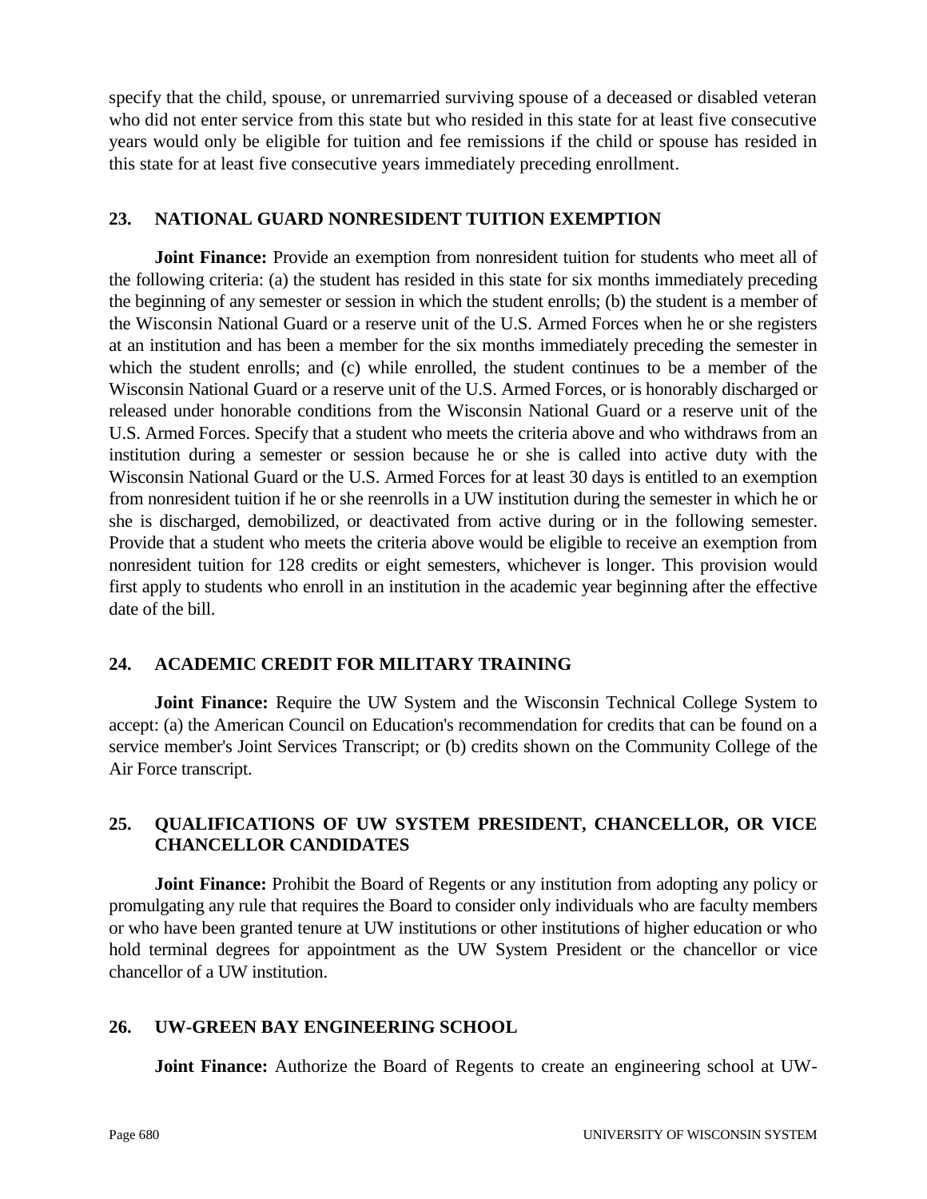specify that the child, spouse, or unremarried surviving spouse of a deceased or disabled veteran who did not enter service from this state but who resided in this state for at least five consecutive years would only be eligible for tuition and fee remissions if the child or spouse has resided in this state for at least five consecutive years immediately preceding enrollment.

## 23. NATIONAL GUARD NONRESIDENT TUITION EXEMPTION

**Joint Finance:** Provide an exemption from nonresident tuition for students who meet all of the following criteria: (a) the student has resided in this state for six months immediately preceding the beginning of any semester or session in which the student enrolls; (b) the student is a member of the Wisconsin National Guard or a reserve unit of the U.S. Armed Forces when he or she registers at an institution and has been a member for the six months immediately preceding the semester in which the student enrolls; and (c) while enrolled, the student continues to be a member of the Wisconsin National Guard or a reserve unit of the U.S. Armed Forces, or is honorably discharged or released under honorable conditions from the Wisconsin National Guard or a reserve unit of the U.S. Armed Forces. Specify that a student who meets the criteria above and who withdraws from an institution during a semester or session because he or she is called into active duty with the Wisconsin National Guard or the U.S. Armed Forces for at least 30 days is entitled to an exemption from nonresident tuition if he or she reenrolls in a UW institution during the semester in which he or she is discharged, demobilized, or deactivated from active during or in the following semester. Provide that a student who meets the criteria above would be eligible to receive an exemption from nonresident tuition for 128 credits or eight semesters, whichever is longer. This provision would first apply to students who enroll in an institution in the academic year beginning after the effective date of the bill.

## 24. ACADEMIC CREDIT FOR MILITARY TRAINING

**Joint Finance:** Require the UW System and the Wisconsin Technical College System to accept: (a) the American Council on Education's recommendation for credits that can be found on a service member's Joint Services Transcript; or (b) credits shown on the Community College of the Air Force transcript.

## 25. QUALIFICATIONS OF UW SYSTEM PRESIDENT, CHANCELLOR, OR VICE CHANCELLOR CANDIDATES

**Joint Finance:** Prohibit the Board of Regents or any institution from adopting any policy or promulgating any rule that requires the Board to consider only individuals who are faculty members or who have been granted tenure at UW institutions or other institutions of higher education or who hold terminal degrees for appointment as the UW System President or the chancellor or vice chancellor of a UW institution.

## 26. UW-GREEN BAY ENGINEERING SCHOOL

**Joint Finance:** Authorize the Board of Regents to create an engineering school at UW-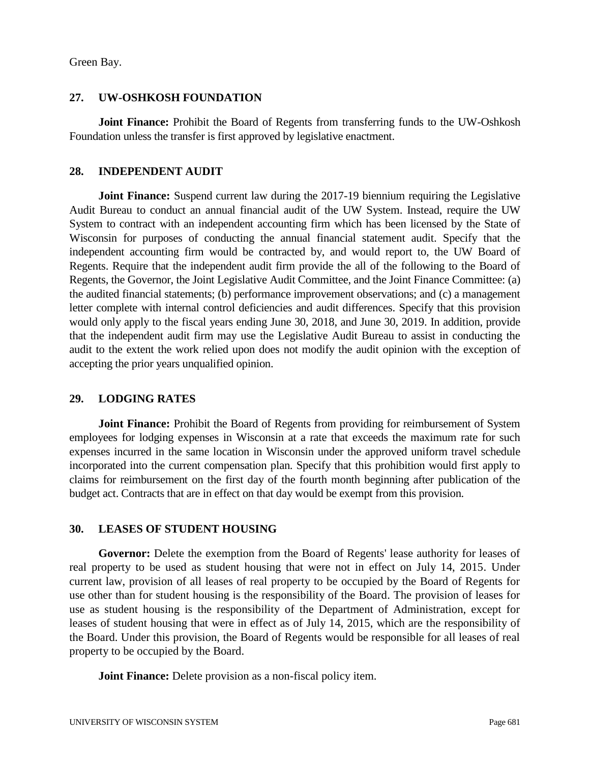Green Bay.

## 27. UW-OSHKOSH FOUNDATION

**Joint Finance:** Prohibit the Board of Regents from transferring funds to the UW-Oshkosh Foundation unless the transfer is first approved by legislative enactment.

## 28. INDEPENDENT AUDIT

**Joint Finance:** Suspend current law during the 2017-19 biennium requiring the Legislative Audit Bureau to conduct an annual financial audit of the UW System. Instead, require the UW System to contract with an independent accounting firm which has been licensed by the State of Wisconsin for purposes of conducting the annual financial statement audit. Specify that the independent accounting firm would be contracted by, and would report to, the UW Board of Regents. Require that the independent audit firm provide the all of the following to the Board of Regents, the Governor, the Joint Legislative Audit Committee, and the Joint Finance Committee: (a) the audited financial statements; (b) performance improvement observations; and (c) a management letter complete with internal control deficiencies and audit differences. Specify that this provision would only apply to the fiscal years ending June 30, 2018, and June 30, 2019. In addition, provide that the independent audit firm may use the Legislative Audit Bureau to assist in conducting the audit to the extent the work relied upon does not modify the audit opinion with the exception of accepting the prior years unqualified opinion.

## 29. LODGING RATES

**Joint Finance:** Prohibit the Board of Regents from providing for reimbursement of System employees for lodging expenses in Wisconsin at a rate that exceeds the maximum rate for such expenses incurred in the same location in Wisconsin under the approved uniform travel schedule incorporated into the current compensation plan. Specify that this prohibition would first apply to claims for reimbursement on the first day of the fourth month beginning after publication of the budget act. Contracts that are in effect on that day would be exempt from this provision.

## 30. LEASES OF STUDENT HOUSING

**Governor:** Delete the exemption from the Board of Regents' lease authority for leases of real property to be used as student housing that were not in effect on July 14, 2015. Under current law, provision of all leases of real property to be occupied by the Board of Regents for use other than for student housing is the responsibility of the Board. The provision of leases for use as student housing is the responsibility of the Department of Administration, except for leases of student housing that were in effect as of July 14, 2015, which are the responsibility of the Board. Under this provision, the Board of Regents would be responsible for all leases of real property to be occupied by the Board.

**Joint Finance:** Delete provision as a non-fiscal policy item.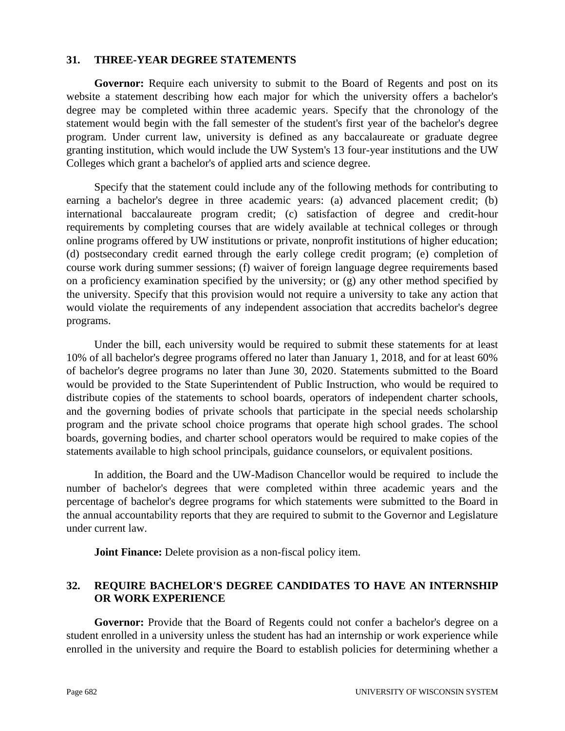## 31. THREE-YEAR DEGREE STATEMENTS

**Governor:** Require each university to submit to the Board of Regents and post on its website a statement describing how each major for which the university offers a bachelor's degree may be completed within three academic years. Specify that the chronology of the statement would begin with the fall semester of the student's first year of the bachelor's degree program. Under current law, university is defined as any baccalaureate or graduate degree granting institution, which would include the UW System's 13 four-year institutions and the UW Colleges which grant a bachelor's of applied arts and science degree.

Specify that the statement could include any of the following methods for contributing to earning a bachelor's degree in three academic years: (a) advanced placement credit; (b) international baccalaureate program credit; (c) satisfaction of degree and credit-hour requirements by completing courses that are widely available at technical colleges or through online programs offered by UW institutions or private, nonprofit institutions of higher education; (d) postsecondary credit earned through the early college credit program; (e) completion of course work during summer sessions; (f) waiver of foreign language degree requirements based on a proficiency examination specified by the university; or (g) any other method specified by the university. Specify that this provision would not require a university to take any action that would violate the requirements of any independent association that accredits bachelor's degree programs.

Under the bill, each university would be required to submit these statements for at least 10% of all bachelor's degree programs offered no later than January 1, 2018, and for at least 60% of bachelor's degree programs no later than June 30, 2020. Statements submitted to the Board would be provided to the State Superintendent of Public Instruction, who would be required to distribute copies of the statements to school boards, operators of independent charter schools, and the governing bodies of private schools that participate in the special needs scholarship program and the private school choice programs that operate high school grades. The school boards, governing bodies, and charter school operators would be required to make copies of the statements available to high school principals, guidance counselors, or equivalent positions.

In addition, the Board and the UW-Madison Chancellor would be required to include the number of bachelor's degrees that were completed within three academic years and the percentage of bachelor's degree programs for which statements were submitted to the Board in the annual accountability reports that they are required to submit to the Governor and Legislature under current law.

**Joint Finance:** Delete provision as a non-fiscal policy item.

## 32. REQUIRE BACHELOR'S DEGREE CANDIDATES TO HAVE AN INTERNSHIP OR WORK EXPERIENCE

**Governor:** Provide that the Board of Regents could not confer a bachelor's degree on a student enrolled in a university unless the student has had an internship or work experience while enrolled in the university and require the Board to establish policies for determining whether a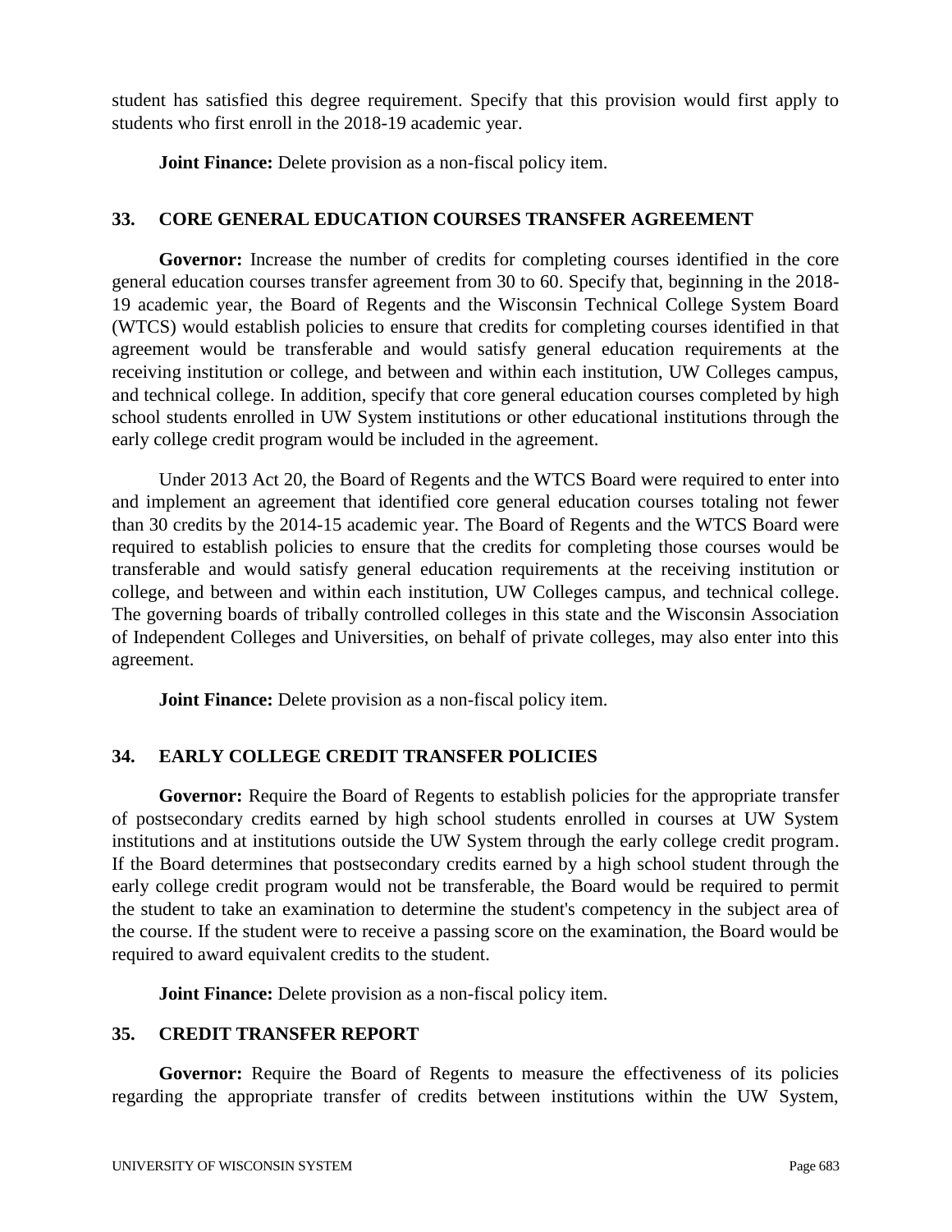student has satisfied this degree requirement. Specify that this provision would first apply to students who first enroll in the 2018-19 academic year.

**Joint Finance:** Delete provision as a non-fiscal policy item.

### 33. CORE GENERAL EDUCATION COURSES TRANSFER AGREEMENT

**Governor:** Increase the number of credits for completing courses identified in the core general education courses transfer agreement from 30 to 60. Specify that, beginning in the 2018-19 academic year, the Board of Regents and the Wisconsin Technical College System Board (WTCS) would establish policies to ensure that credits for completing courses identified in that agreement would be transferable and would satisfy general education requirements at the receiving institution or college, and between and within each institution, UW Colleges campus, and technical college. In addition, specify that core general education courses completed by high school students enrolled in UW System institutions or other educational institutions through the early college credit program would be included in the agreement.

Under 2013 Act 20, the Board of Regents and the WTCS Board were required to enter into and implement an agreement that identified core general education courses totaling not fewer than 30 credits by the 2014-15 academic year. The Board of Regents and the WTCS Board were required to establish policies to ensure that the credits for completing those courses would be transferable and would satisfy general education requirements at the receiving institution or college, and between and within each institution, UW Colleges campus, and technical college. The governing boards of tribally controlled colleges in this state and the Wisconsin Association of Independent Colleges and Universities, on behalf of private colleges, may also enter into this agreement.

**Joint Finance:** Delete provision as a non-fiscal policy item.

### 34. EARLY COLLEGE CREDIT TRANSFER POLICIES

**Governor:** Require the Board of Regents to establish policies for the appropriate transfer of postsecondary credits earned by high school students enrolled in courses at UW System institutions and at institutions outside the UW System through the early college credit program. If the Board determines that postsecondary credits earned by a high school student through the early college credit program would not be transferable, the Board would be required to permit the student to take an examination to determine the student's competency in the subject area of the course. If the student were to receive a passing score on the examination, the Board would be required to award equivalent credits to the student.

**Joint Finance:** Delete provision as a non-fiscal policy item.

### 35. CREDIT TRANSFER REPORT

**Governor:** Require the Board of Regents to measure the effectiveness of its policies regarding the appropriate transfer of credits between institutions within the UW System,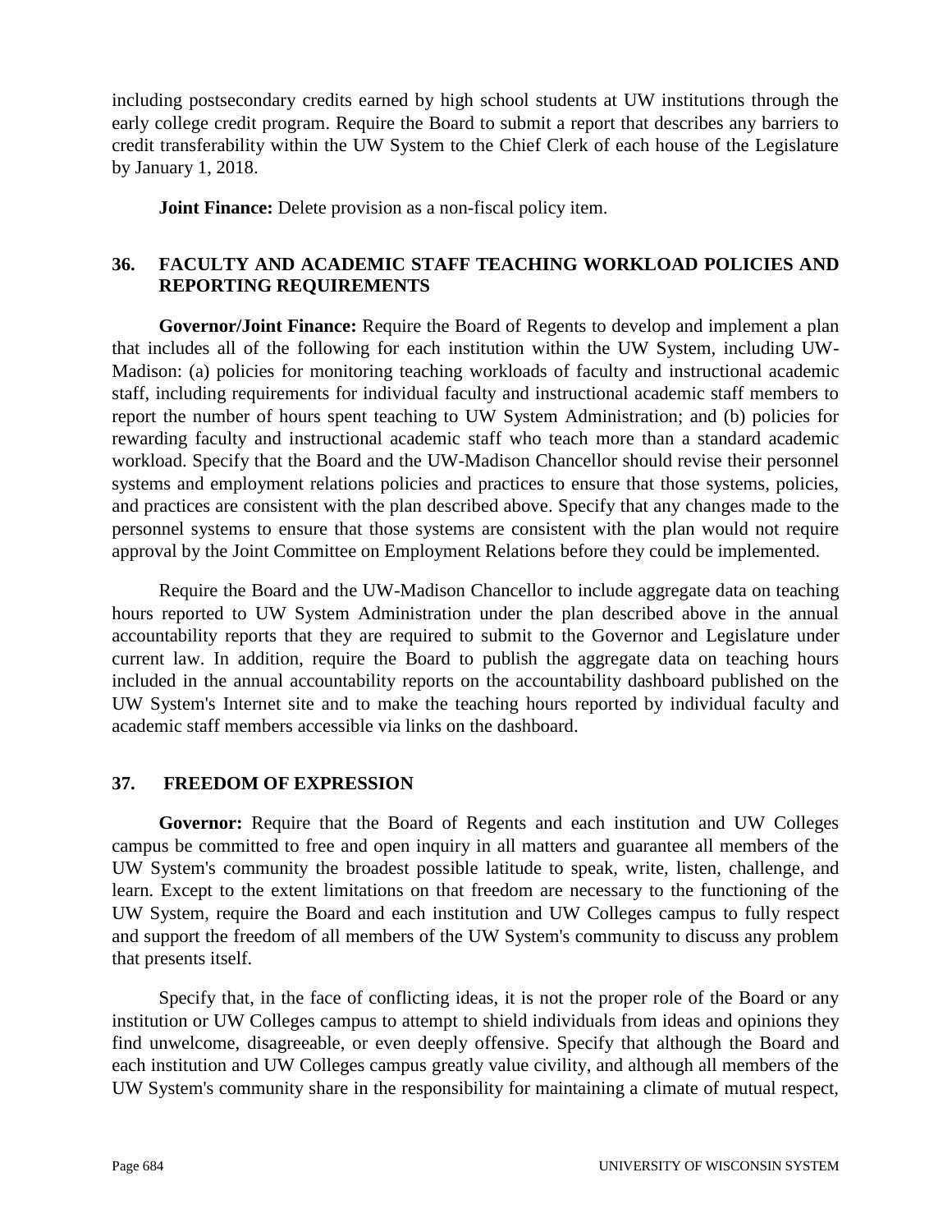including postsecondary credits earned by high school students at UW institutions through the early college credit program. Require the Board to submit a report that describes any barriers to credit transferability within the UW System to the Chief Clerk of each house of the Legislature by January 1, 2018.

**Joint Finance:** Delete provision as a non-fiscal policy item.

## 36. FACULTY AND ACADEMIC STAFF TEACHING WORKLOAD POLICIES AND REPORTING REQUIREMENTS

**Governor/Joint Finance:** Require the Board of Regents to develop and implement a plan that includes all of the following for each institution within the UW System, including UW-Madison: (a) policies for monitoring teaching workloads of faculty and instructional academic staff, including requirements for individual faculty and instructional academic staff members to report the number of hours spent teaching to UW System Administration; and (b) policies for rewarding faculty and instructional academic staff who teach more than a standard academic workload. Specify that the Board and the UW-Madison Chancellor should revise their personnel systems and employment relations policies and practices to ensure that those systems, policies, and practices are consistent with the plan described above. Specify that any changes made to the personnel systems to ensure that those systems are consistent with the plan would not require approval by the Joint Committee on Employment Relations before they could be implemented.

Require the Board and the UW-Madison Chancellor to include aggregate data on teaching hours reported to UW System Administration under the plan described above in the annual accountability reports that they are required to submit to the Governor and Legislature under current law. In addition, require the Board to publish the aggregate data on teaching hours included in the annual accountability reports on the accountability dashboard published on the UW System's Internet site and to make the teaching hours reported by individual faculty and academic staff members accessible via links on the dashboard.

## 37. FREEDOM OF EXPRESSION

**Governor:** Require that the Board of Regents and each institution and UW Colleges campus be committed to free and open inquiry in all matters and guarantee all members of the UW System's community the broadest possible latitude to speak, write, listen, challenge, and learn. Except to the extent limitations on that freedom are necessary to the functioning of the UW System, require the Board and each institution and UW Colleges campus to fully respect and support the freedom of all members of the UW System's community to discuss any problem that presents itself.

Specify that, in the face of conflicting ideas, it is not the proper role of the Board or any institution or UW Colleges campus to attempt to shield individuals from ideas and opinions they find unwelcome, disagreeable, or even deeply offensive. Specify that although the Board and each institution and UW Colleges campus greatly value civility, and although all members of the UW System's community share in the responsibility for maintaining a climate of mutual respect,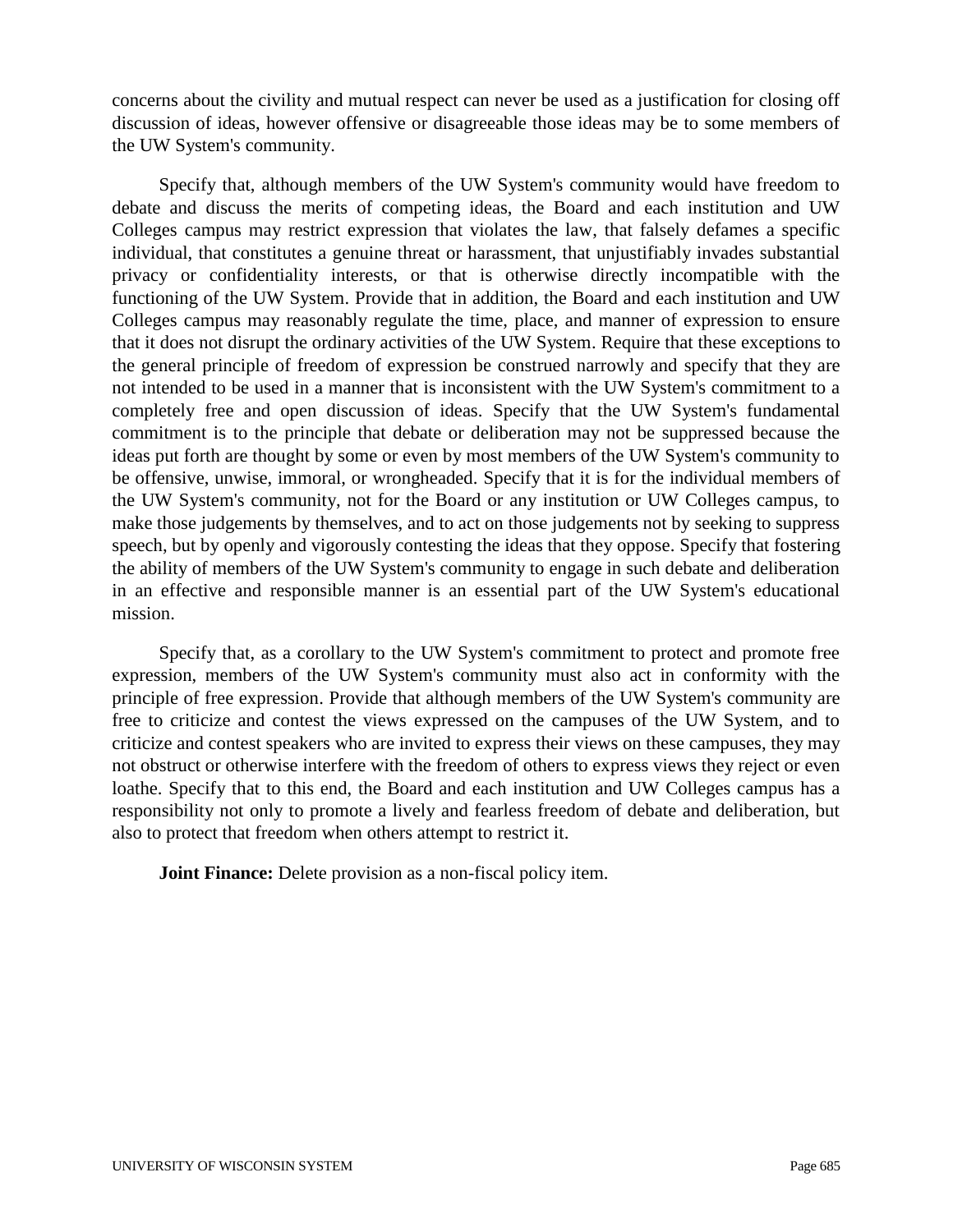concerns about the civility and mutual respect can never be used as a justification for closing off discussion of ideas, however offensive or disagreeable those ideas may be to some members of the UW System's community.

Specify that, although members of the UW System's community would have freedom to debate and discuss the merits of competing ideas, the Board and each institution and UW Colleges campus may restrict expression that violates the law, that falsely defames a specific individual, that constitutes a genuine threat or harassment, that unjustifiably invades substantial privacy or confidentiality interests, or that is otherwise directly incompatible with the functioning of the UW System. Provide that in addition, the Board and each institution and UW Colleges campus may reasonably regulate the time, place, and manner of expression to ensure that it does not disrupt the ordinary activities of the UW System. Require that these exceptions to the general principle of freedom of expression be construed narrowly and specify that they are not intended to be used in a manner that is inconsistent with the UW System's commitment to a completely free and open discussion of ideas. Specify that the UW System's fundamental commitment is to the principle that debate or deliberation may not be suppressed because the ideas put forth are thought by some or even by most members of the UW System's community to be offensive, unwise, immoral, or wrongheaded. Specify that it is for the individual members of the UW System's community, not for the Board or any institution or UW Colleges campus, to make those judgements by themselves, and to act on those judgements not by seeking to suppress speech, but by openly and vigorously contesting the ideas that they oppose. Specify that fostering the ability of members of the UW System's community to engage in such debate and deliberation in an effective and responsible manner is an essential part of the UW System's educational mission.

Specify that, as a corollary to the UW System's commitment to protect and promote free expression, members of the UW System's community must also act in conformity with the principle of free expression. Provide that although members of the UW System's community are free to criticize and contest the views expressed on the campuses of the UW System, and to criticize and contest speakers who are invited to express their views on these campuses, they may not obstruct or otherwise interfere with the freedom of others to express views they reject or even loathe. Specify that to this end, the Board and each institution and UW Colleges campus has a responsibility not only to promote a lively and fearless freedom of debate and deliberation, but also to protect that freedom when others attempt to restrict it.

**Joint Finance:** Delete provision as a non-fiscal policy item.